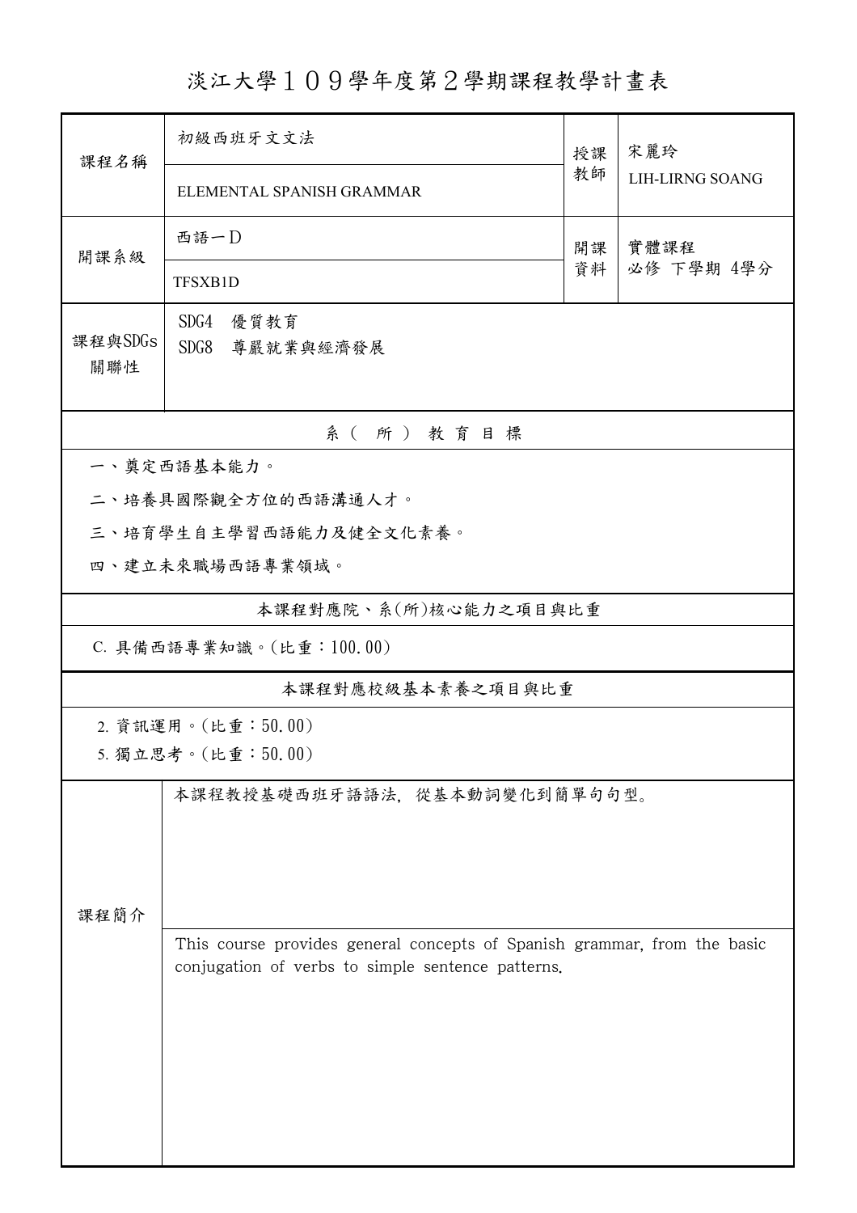# 淡江大學１０９學年度第２學期課程教學計畫表

| 課程名稱 | 初級西班牙文文法 | 授課教師 | 宋麗玲 |
|---|---|---|---|
| | ELEMENTAL SPANISH GRAMMAR | | LIH-LIRNG SOANG |
| 開課系級 | 西語一D | 開課資料 | 實體課程<br>必修 下學期 4學分 |
| | TFSXB1D | | |
| 課程與SDGs關聯性 | SDG4 優質教育<br>SDG8 尊嚴就業與經濟發展 | | |

**系（所）教育目標**

一、奠定西語基本能力。

二、培養具國際觀全方位的西語溝通人才。

三、培育學生自主學習西語能力及健全文化素養。

四、建立未來職場西語專業領域。

**本課程對應院、系(所)核心能力之項目與比重**

C. 具備西語專業知識。(比重：100.00)

**本課程對應校級基本素養之項目與比重**

2. 資訊運用。(比重：50.00)
5. 獨立思考。(比重：50.00)

| 課程簡介 | 本課程教授基礎西班牙語語法，從基本動詞變化到簡單句句型。 |
|---|---|
| | This course provides general concepts of Spanish grammar, from the basic conjugation of verbs to simple sentence patterns. |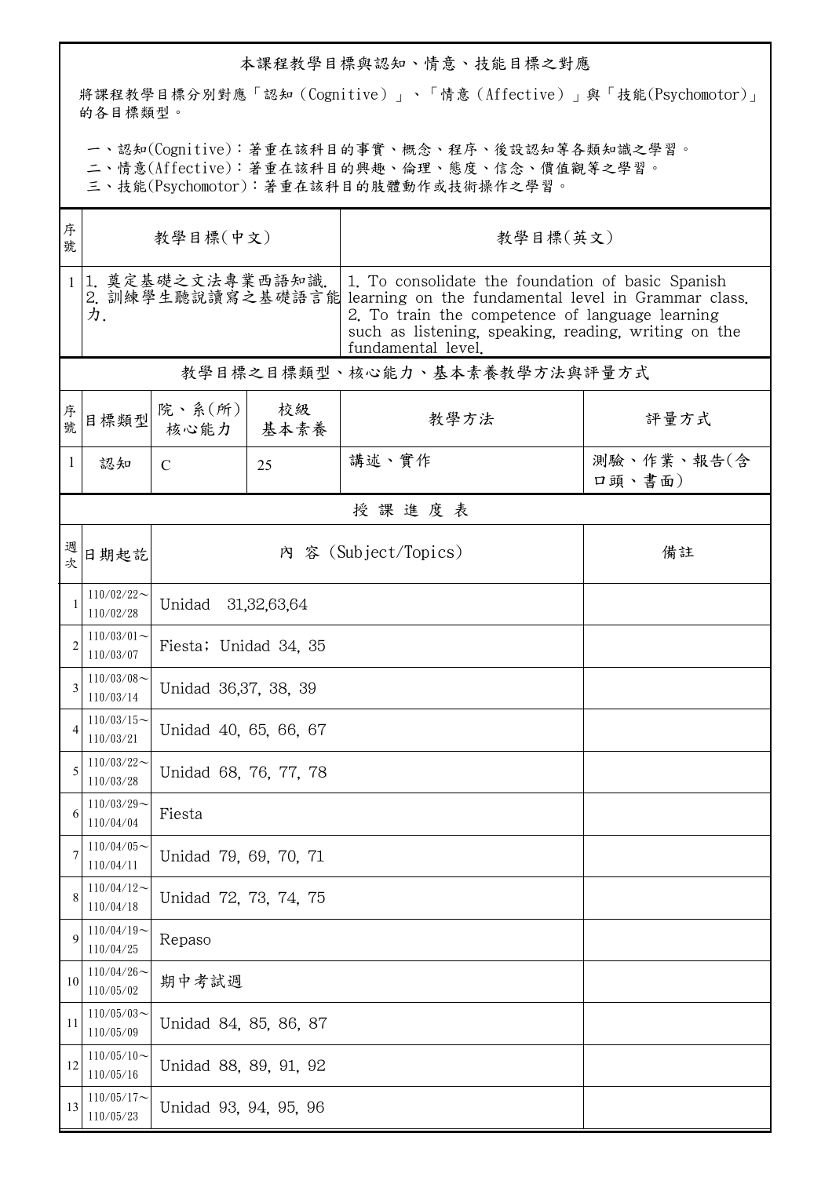## 本課程教學目標與認知、情意、技能目標之對應

將課程教學目標分別對應「認知（Cognitive）」、「情意（Affective）」與「技能(Psychomotor)」的各目標類型。

一、認知(Cognitive)：著重在該科目的事實、概念、程序、後設認知等各類知識之學習。
二、情意(Affective)：著重在該科目的興趣、倫理、態度、信念、價值觀等之學習。
三、技能(Psychomotor)：著重在該科目的肢體動作或技術操作之學習。

| 序號 | 教學目標(中文) | 教學目標(英文) |
|---|---|---|
| 1 | 1. 奠定基礎之文法專業西語知識.<br>2. 訓練學生聽說讀寫之基礎語言能力. | 1. To consolidate the foundation of basic Spanish learning on the fundamental level in Grammar class.<br>2. To train the competence of language learning such as listening, speaking, reading, writing on the fundamental level. |

## 教學目標之目標類型、核心能力、基本素養教學方法與評量方式

| 序號 | 目標類型 | 院、系(所)核心能力 | 校級基本素養 | 教學方法 | 評量方式 |
|---|---|---|---|---|---|
| 1 | 認知 | C | 25 | 講述、實作 | 測驗、作業、報告(含口頭、書面) |

## 授課進度表

| 週次 | 日期起訖 | 內 容 (Subject/Topics) | 備註 |
|---|---|---|---|
| 1 | 110/02/22～110/02/28 | Unidad 31,32,63,64 | |
| 2 | 110/03/01～110/03/07 | Fiesta; Unidad 34, 35 | |
| 3 | 110/03/08～110/03/14 | Unidad 36,37, 38, 39 | |
| 4 | 110/03/15～110/03/21 | Unidad 40, 65, 66, 67 | |
| 5 | 110/03/22～110/03/28 | Unidad 68, 76, 77, 78 | |
| 6 | 110/03/29～110/04/04 | Fiesta | |
| 7 | 110/04/05～110/04/11 | Unidad 79, 69, 70, 71 | |
| 8 | 110/04/12～110/04/18 | Unidad 72, 73, 74, 75 | |
| 9 | 110/04/19～110/04/25 | Repaso | |
| 10 | 110/04/26～110/05/02 | 期中考試週 | |
| 11 | 110/05/03～110/05/09 | Unidad 84, 85, 86, 87 | |
| 12 | 110/05/10～110/05/16 | Unidad 88, 89, 91, 92 | |
| 13 | 110/05/17～110/05/23 | Unidad 93, 94, 95, 96 | |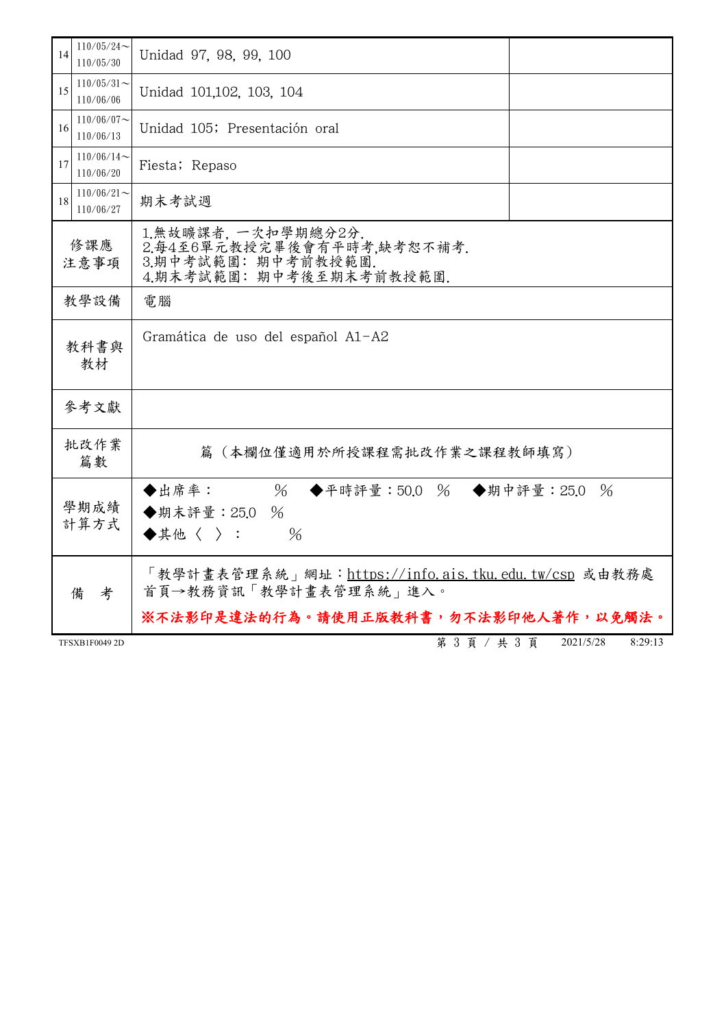| | | | |
|---|---|---|---|
| 14 | 110/05/24～<br>110/05/30 | Unidad 97, 98, 99, 100 | |
| 15 | 110/05/31～<br>110/06/06 | Unidad 101,102, 103, 104 | |
| 16 | 110/06/07～<br>110/06/13 | Unidad 105; Presentación oral | |
| 17 | 110/06/14～<br>110/06/20 | Fiesta; Repaso | |
| 18 | 110/06/21～<br>110/06/27 | 期末考試週 | |

| | |
|---|---|
| 修課應<br>注意事項 | 1.無故曠課者, 一次扣學期總分2分.<br>2.每4至6單元教授完畢後會有平時考,缺考恕不補考.<br>3.期中考試範圍: 期中考前教授範圍.<br>4.期末考試範圍: 期中考後至期末考前教授範圍. |
| 教學設備 | 電腦 |
| 教科書與<br>教材 | Gramática de uso del español A1-A2 |
| 參考文獻 | |
| 批改作業<br>篇數 | 篇（本欄位僅適用於所授課程需批改作業之課程教師填寫） |
| 學期成績<br>計算方式 | ◆出席率：　　％　◆平時評量：50.0　％　◆期中評量：25.0　％<br>◆期末評量：25.0　％<br>◆其他〈 〉：　　％ |
| 備　考 | 「教學計畫表管理系統」網址：https://info.ais.tku.edu.tw/csp 或由教務處首頁→教務資訊「教學計畫表管理系統」進入。<br>**※不法影印是違法的行為。請使用正版教科書，勿不法影印他人著作，以免觸法。** |

TFSXB1F0049 2D　　2021/5/28　8:29:13